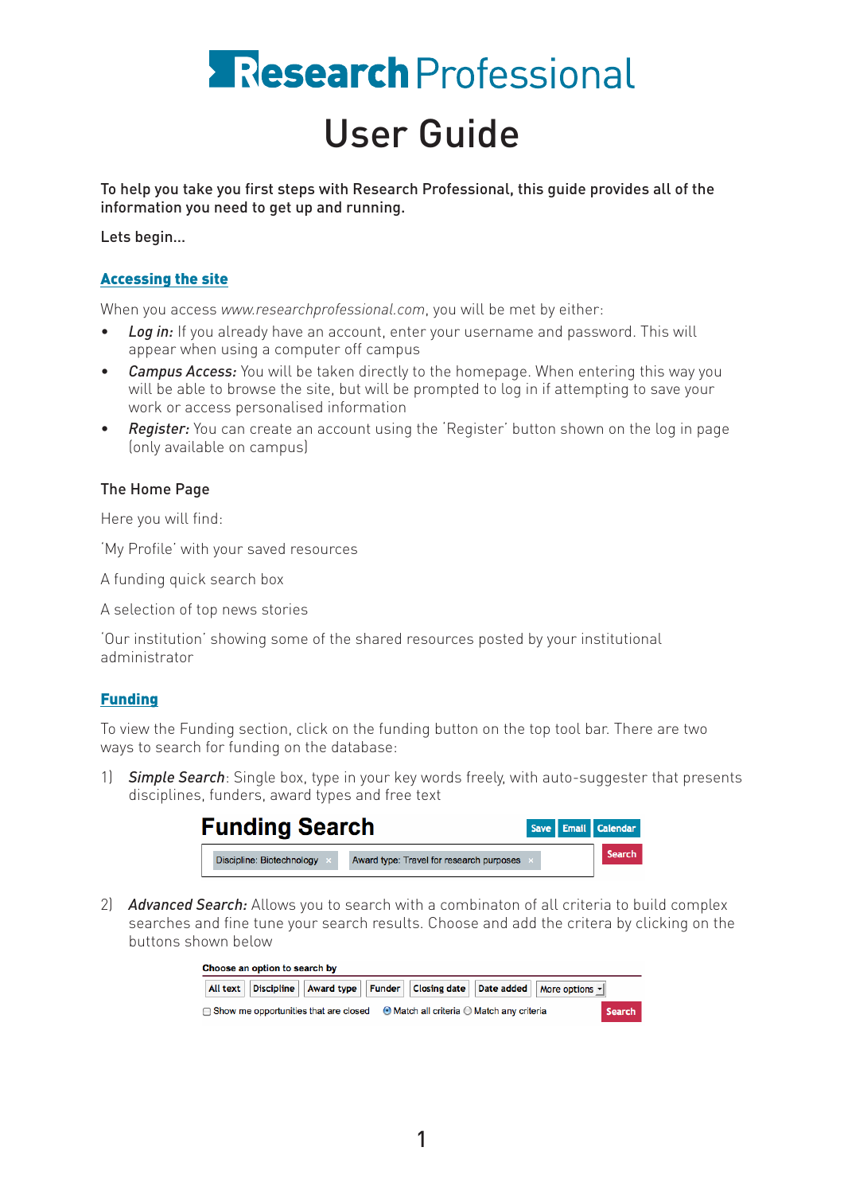# Research Professional

# User Guide

To help you take you first steps with Research Professional, this guide provides all of the information you need to get up and running.

Lets begin...

## Accessing the site

When you access *www.researchprofessional.com*, you will be met by either:

- ***Log in:*** If you already have an account, enter your username and password. This will appear when using a computer off campus
- ***Campus Access:*** You will be taken directly to the homepage. When entering this way you will be able to browse the site, but will be prompted to log in if attempting to save your work or access personalised information
- ***Register:*** You can create an account using the 'Register' button shown on the log in page (only available on campus)

### The Home Page

Here you will find:

'My Profile' with your saved resources

A funding quick search box

A selection of top news stories

'Our institution' showing some of the shared resources posted by your institutional administrator

## Funding

To view the Funding section, click on the funding button on the top tool bar. There are two ways to search for funding on the database:

1) ***Simple Search***: Single box, type in your key words freely, with auto-suggester that presents disciplines, funders, award types and free text

**Funding Search** Save | Email | Calendar

Discipline: Biotechnology × | Award type: Travel for research purposes × | Search

2) ***Advanced Search:*** Allows you to search with a combinaton of all criteria to build complex searches and fine tune your search results. Choose and add the critera by clicking on the buttons shown below

**Choose an option to search by**

All text | Discipline | Award type | Funder | Closing date | Date added | More options

☐ Show me opportunities that are closed ◉ Match all criteria ○ Match any criteria | Search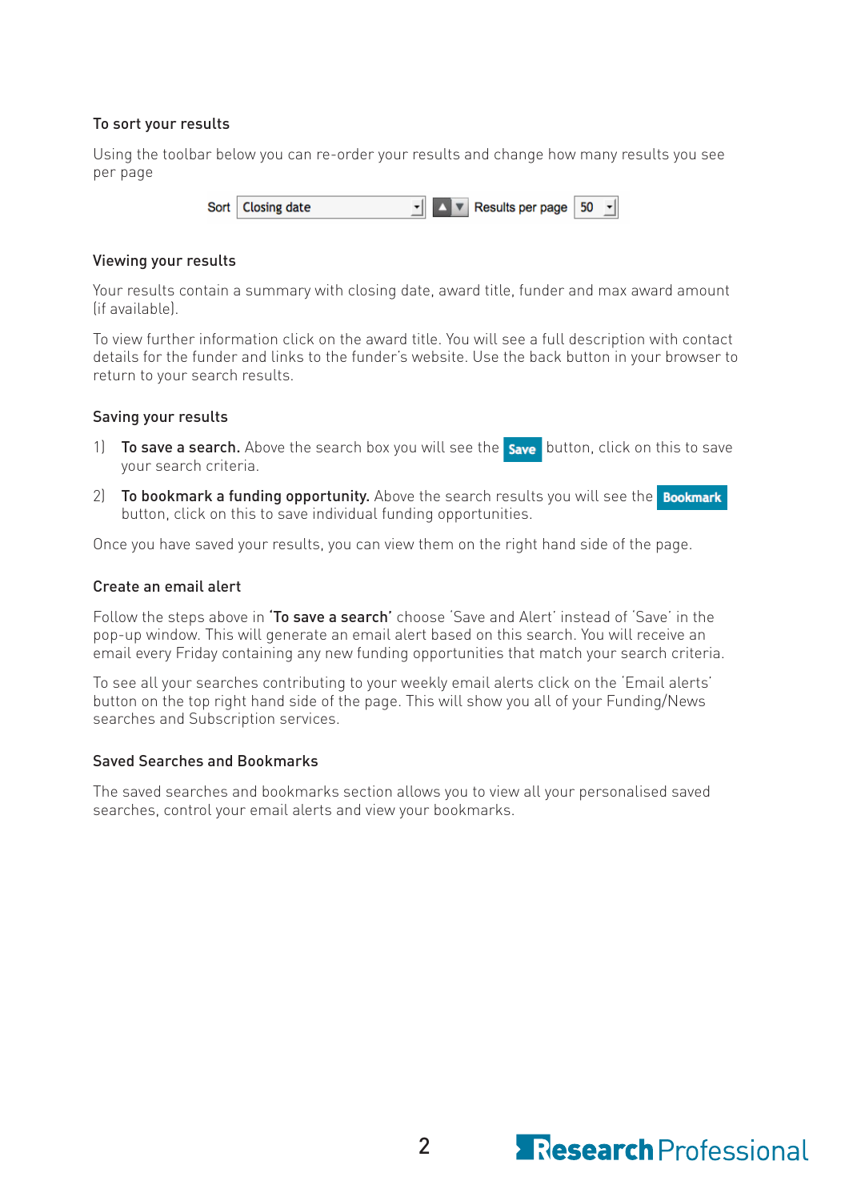### To sort your results

Using the toolbar below you can re-order your results and change how many results you see per page

Sort Closing date ▲▼ Results per page 50

### Viewing your results

Your results contain a summary with closing date, award title, funder and max award amount (if available).

To view further information click on the award title. You will see a full description with contact details for the funder and links to the funder's website. Use the back button in your browser to return to your search results.

### Saving your results

1) **To save a search.** Above the search box you will see the **Save** button, click on this to save your search criteria.
2) **To bookmark a funding opportunity.** Above the search results you will see the **Bookmark** button, click on this to save individual funding opportunities.

Once you have saved your results, you can view them on the right hand side of the page.

### Create an email alert

Follow the steps above in **'To save a search'** choose 'Save and Alert' instead of 'Save' in the pop-up window. This will generate an email alert based on this search. You will receive an email every Friday containing any new funding opportunities that match your search criteria.

To see all your searches contributing to your weekly email alerts click on the 'Email alerts' button on the top right hand side of the page. This will show you all of your Funding/News searches and Subscription services.

### Saved Searches and Bookmarks

The saved searches and bookmarks section allows you to view all your personalised saved searches, control your email alerts and view your bookmarks.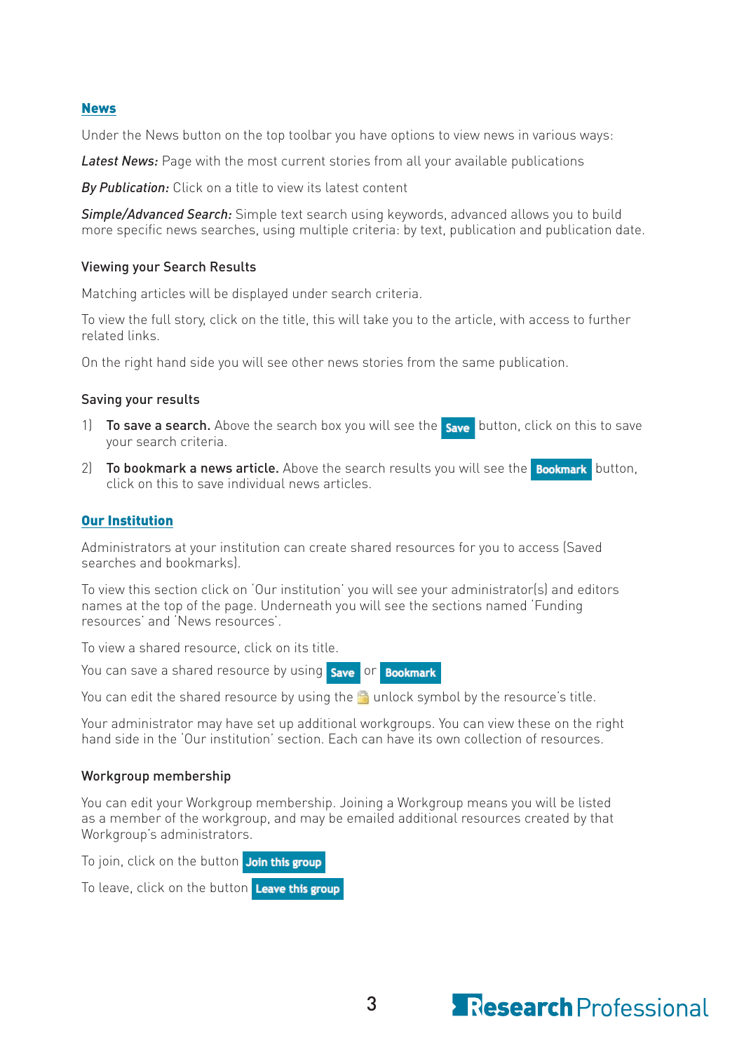## News

Under the News button on the top toolbar you have options to view news in various ways:

*Latest News:* Page with the most current stories from all your available publications

*By Publication:* Click on a title to view its latest content

*Simple/Advanced Search:* Simple text search using keywords, advanced allows you to build more specific news searches, using multiple criteria: by text, publication and publication date.

### Viewing your Search Results

Matching articles will be displayed under search criteria.

To view the full story, click on the title, this will take you to the article, with access to further related links.

On the right hand side you will see other news stories from the same publication.

### Saving your results

1) **To save a search.** Above the search box you will see the **Save** button, click on this to save your search criteria.

2) **To bookmark a news article.** Above the search results you will see the **Bookmark** button, click on this to save individual news articles.

## Our Institution

Administrators at your institution can create shared resources for you to access (Saved searches and bookmarks).

To view this section click on 'Our institution' you will see your administrator(s) and editors names at the top of the page. Underneath you will see the sections named 'Funding resources' and 'News resources'.

To view a shared resource, click on its title.

You can save a shared resource by using **Save** or **Bookmark**

You can edit the shared resource by using the unlock symbol by the resource's title.

Your administrator may have set up additional workgroups. You can view these on the right hand side in the 'Our institution' section. Each can have its own collection of resources.

### Workgroup membership

You can edit your Workgroup membership. Joining a Workgroup means you will be listed as a member of the workgroup, and may be emailed additional resources created by that Workgroup's administrators.

To join, click on the button **Join this group**

To leave, click on the button **Leave this group**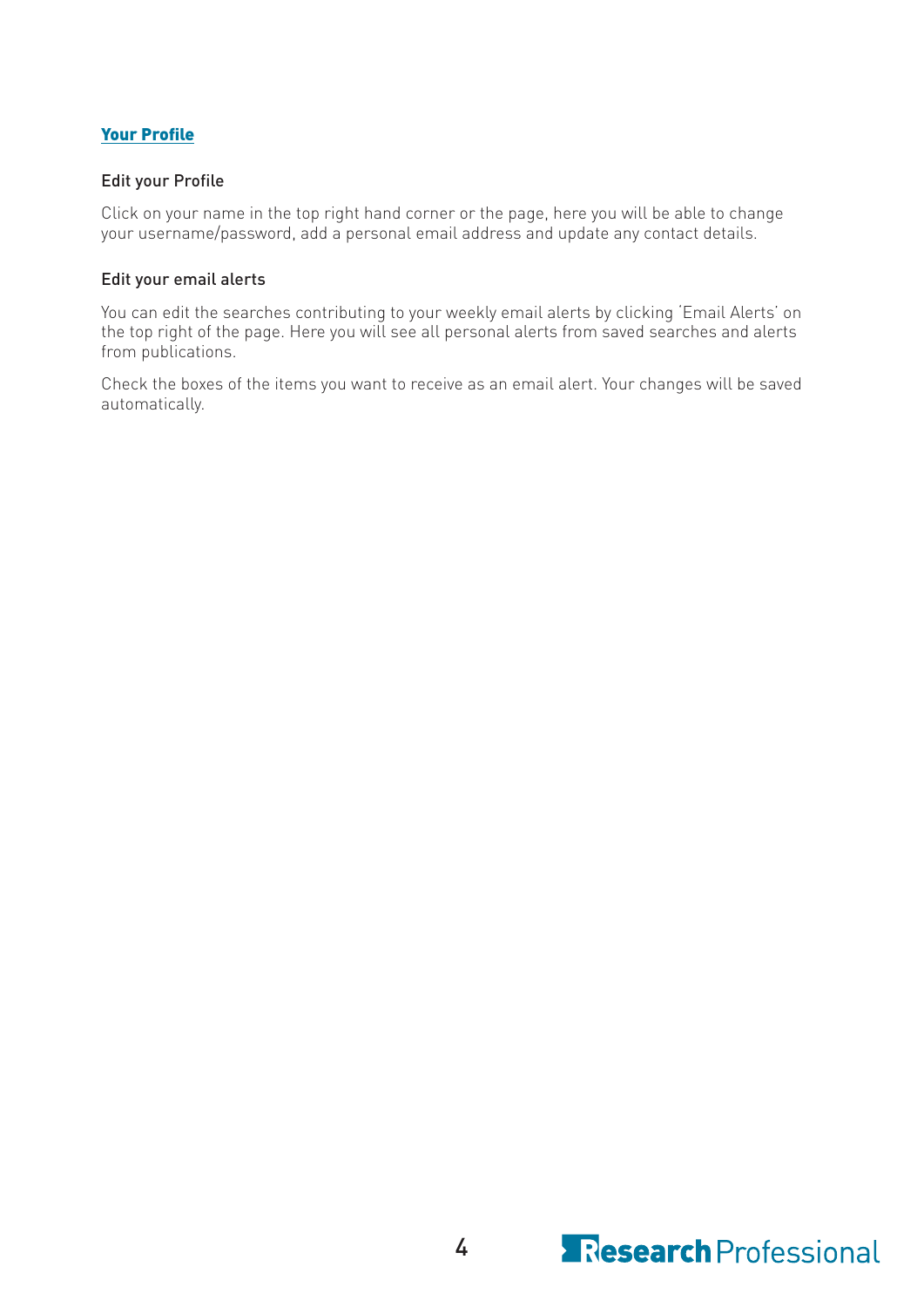## Your Profile

### Edit your Profile

Click on your name in the top right hand corner or the page, here you will be able to change your username/password, add a personal email address and update any contact details.

### Edit your email alerts

You can edit the searches contributing to your weekly email alerts by clicking 'Email Alerts' on the top right of the page. Here you will see all personal alerts from saved searches and alerts from publications.

Check the boxes of the items you want to receive as an email alert. Your changes will be saved automatically.